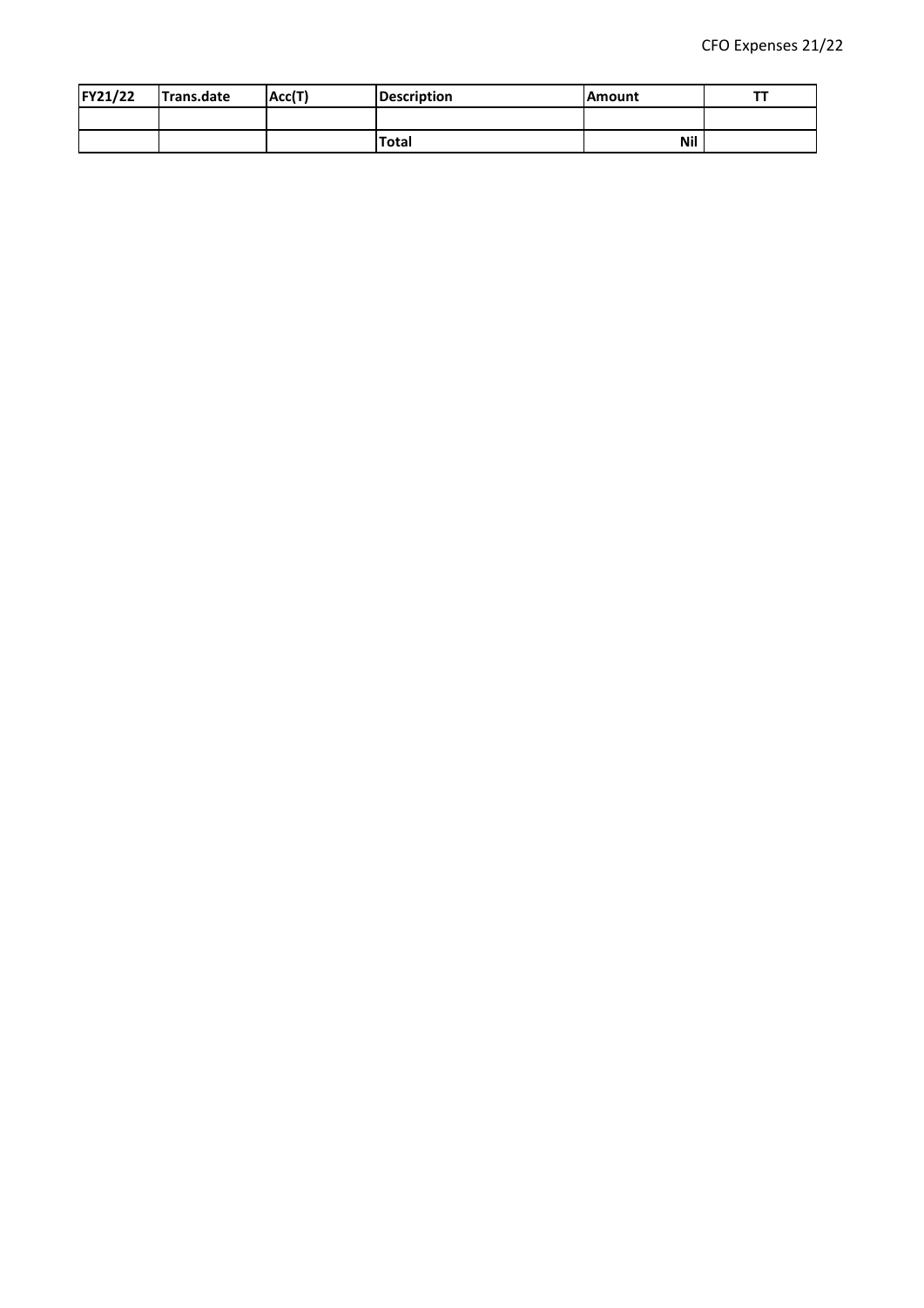CFO Expenses 21/22

| FY21/22 | Trans.date | Acc(T) | Description | Amount | TT |
|---|---|---|---|---|---|
| | | | | | |
| | | | **Total** | **Nil** | |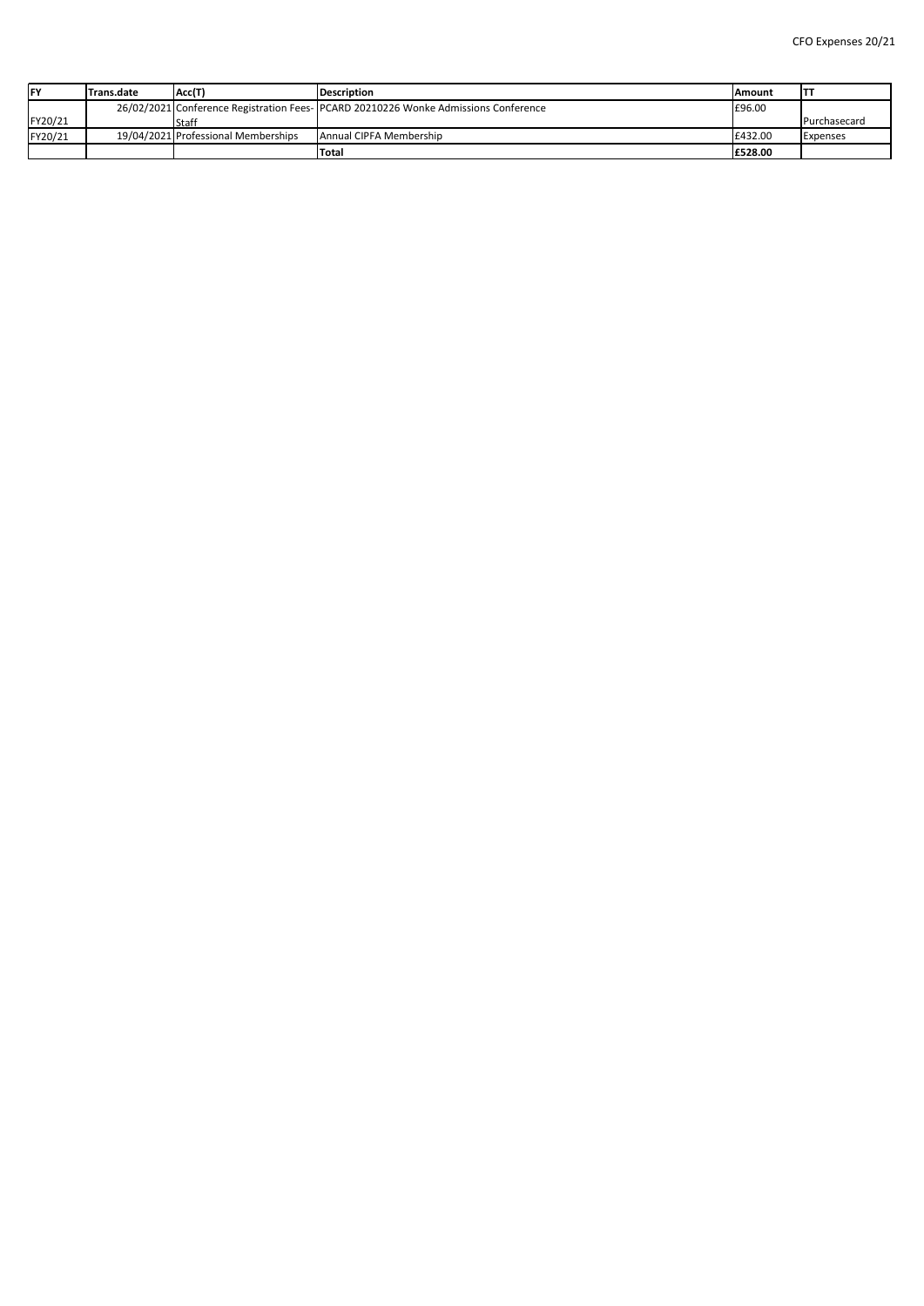| FY | Trans.date | Acc(T) | Description | Amount | TT |
|---|---|---|---|---|---|
| FY20/21 | 26/02/2021 | Conference Registration Fees-Staff | PCARD 20210226 Wonke Admissions Conference | £96.00 | Purchasecard |
| FY20/21 | 19/04/2021 | Professional Memberships | Annual CIPFA Membership | £432.00 | Expenses |
| | | | **Total** | **£528.00** | |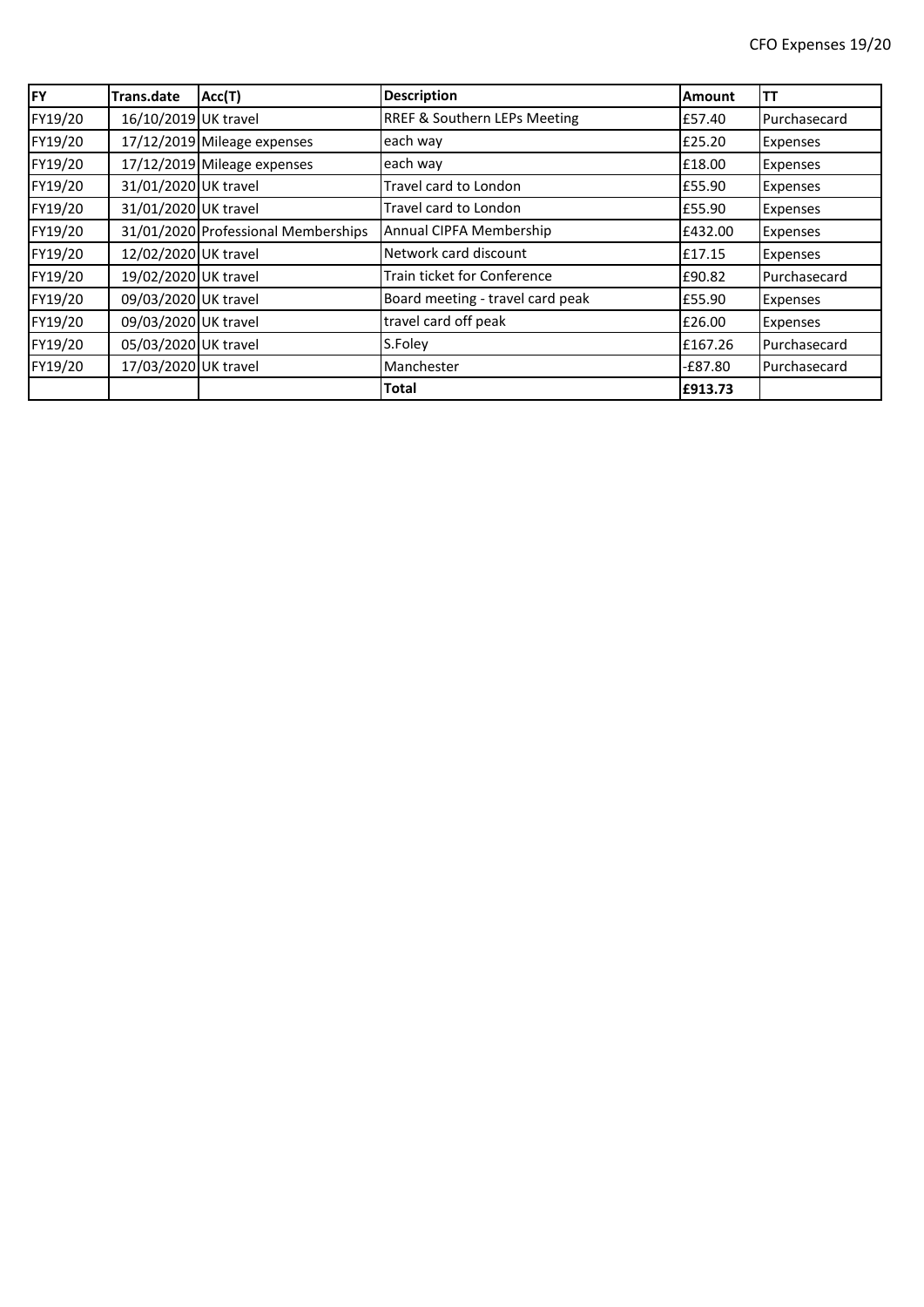CFO Expenses 19/20

| FY | Trans.date | Acc(T) | Description | Amount | TT |
|---|---|---|---|---|---|
| FY19/20 | 16/10/2019 | UK travel | RREF & Southern LEPs Meeting | £57.40 | Purchasecard |
| FY19/20 | 17/12/2019 | Mileage expenses | each way | £25.20 | Expenses |
| FY19/20 | 17/12/2019 | Mileage expenses | each way | £18.00 | Expenses |
| FY19/20 | 31/01/2020 | UK travel | Travel card to London | £55.90 | Expenses |
| FY19/20 | 31/01/2020 | UK travel | Travel card to London | £55.90 | Expenses |
| FY19/20 | 31/01/2020 | Professional Memberships | Annual CIPFA Membership | £432.00 | Expenses |
| FY19/20 | 12/02/2020 | UK travel | Network card discount | £17.15 | Expenses |
| FY19/20 | 19/02/2020 | UK travel | Train ticket for Conference | £90.82 | Purchasecard |
| FY19/20 | 09/03/2020 | UK travel | Board meeting - travel card peak | £55.90 | Expenses |
| FY19/20 | 09/03/2020 | UK travel | travel card off peak | £26.00 | Expenses |
| FY19/20 | 05/03/2020 | UK travel | S.Foley | £167.26 | Purchasecard |
| FY19/20 | 17/03/2020 | UK travel | Manchester | -£87.80 | Purchasecard |
| | | | **Total** | **£913.73** | |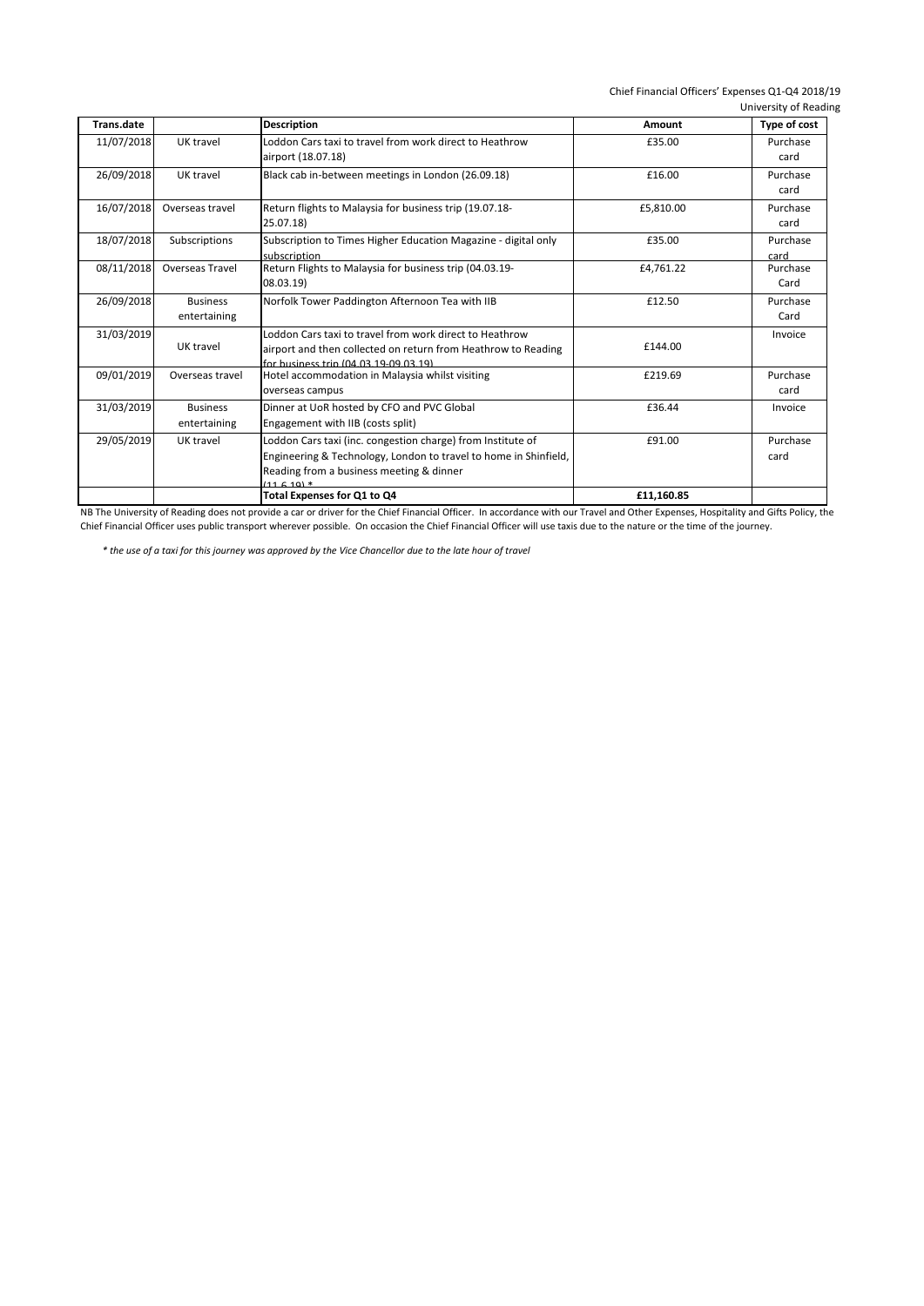Chief Financial Officers' Expenses Q1-Q4 2018/19
University of Reading

| Trans.date | | Description | Amount | Type of cost |
|---|---|---|---|---|
| 11/07/2018 | UK travel | Loddon Cars taxi to travel from work direct to Heathrow airport (18.07.18) | £35.00 | Purchase card |
| 26/09/2018 | UK travel | Black cab in-between meetings in London (26.09.18) | £16.00 | Purchase card |
| 16/07/2018 | Overseas travel | Return flights to Malaysia for business trip (19.07.18-25.07.18) | £5,810.00 | Purchase card |
| 18/07/2018 | Subscriptions | Subscription to Times Higher Education Magazine - digital only subscription | £35.00 | Purchase card |
| 08/11/2018 | Overseas Travel | Return Flights to Malaysia for business trip (04.03.19-08.03.19) | £4,761.22 | Purchase Card |
| 26/09/2018 | Business entertaining | Norfolk Tower Paddington Afternoon Tea with IIB | £12.50 | Purchase Card |
| 31/03/2019 | UK travel | Loddon Cars taxi to travel from work direct to Heathrow airport and then collected on return from Heathrow to Reading for business trip (04.03.19-09.03.19) | £144.00 | Invoice |
| 09/01/2019 | Overseas travel | Hotel accommodation in Malaysia whilst visiting overseas campus | £219.69 | Purchase card |
| 31/03/2019 | Business entertaining | Dinner at UoR hosted by CFO and PVC Global Engagement with IIB (costs split) | £36.44 | Invoice |
| 29/05/2019 | UK travel | Loddon Cars taxi (inc. congestion charge) from Institute of Engineering & Technology, London to travel to home in Shinfield, Reading from a business meeting & dinner (11.6.19) * | £91.00 | Purchase card |
| | | **Total Expenses for Q1 to Q4** | **£11,160.85** | |

NB The University of Reading does not provide a car or driver for the Chief Financial Officer. In accordance with our Travel and Other Expenses, Hospitality and Gifts Policy, the Chief Financial Officer uses public transport wherever possible. On occasion the Chief Financial Officer will use taxis due to the nature or the time of the journey.

*\* the use of a taxi for this journey was approved by the Vice Chancellor due to the late hour of travel*